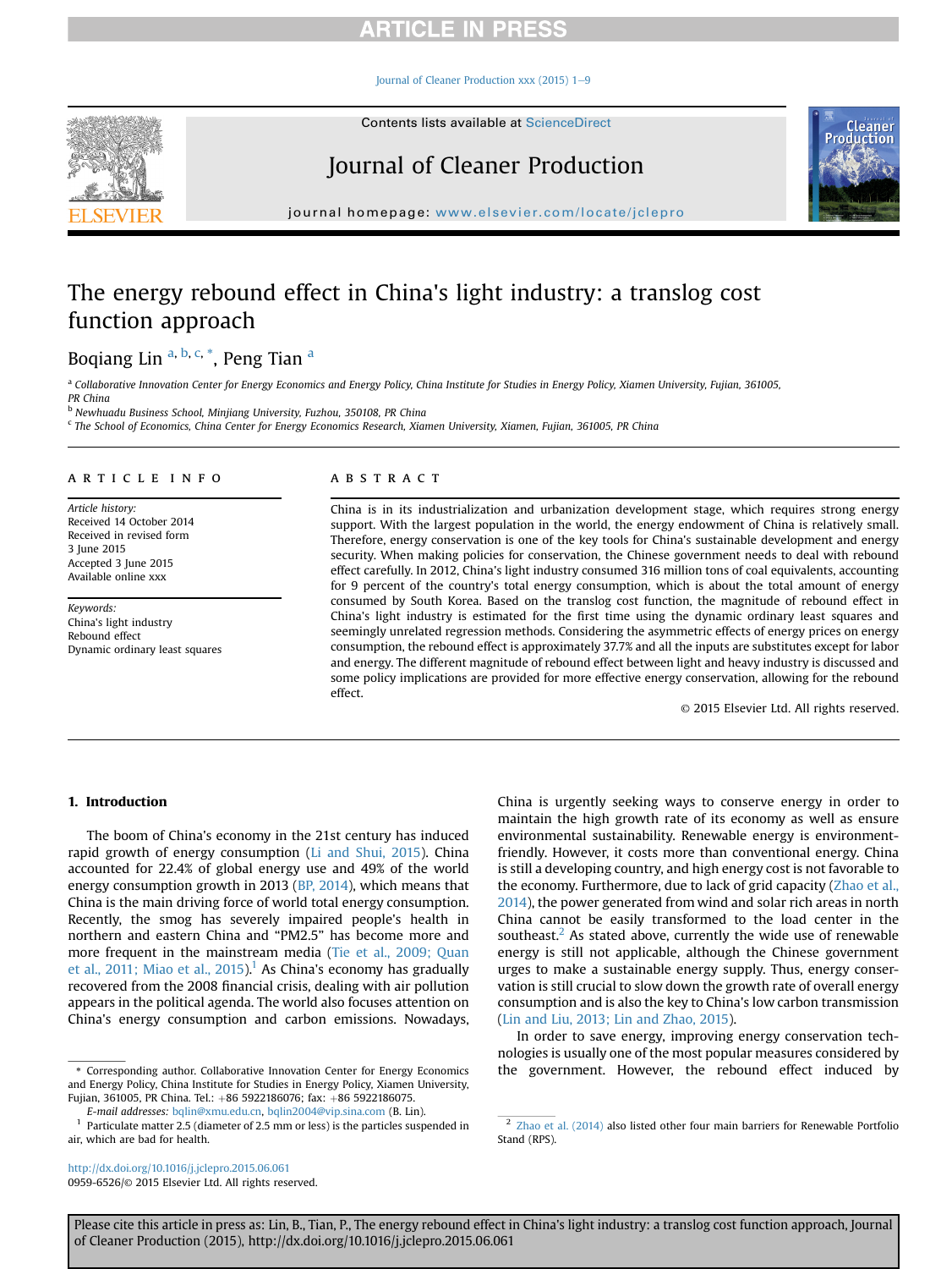# The energy rebound effect in China's light industry: a translog cost function approach

Boqiang Lin [a, b, c, *], Peng Tian [a]

[a] Collaborative Innovation Center for Energy Economics and Energy Policy, China Institute for Studies in Energy Policy, Xiamen University, Fujian, 361005, PR China

[b] Newhuadu Business School, Minjiang University, Fuzhou, 350108, PR China

[c] The School of Economics, China Center for Energy Economics Research, Xiamen University, Xiamen, Fujian, 361005, PR China

## ARTICLE INFO

*Article history:*
Received 14 October 2014
Received in revised form
3 June 2015
Accepted 3 June 2015
Available online xxx

*Keywords:*
China's light industry
Rebound effect
Dynamic ordinary least squares

## ABSTRACT

China is in its industrialization and urbanization development stage, which requires strong energy support. With the largest population in the world, the energy endowment of China is relatively small. Therefore, energy conservation is one of the key tools for China's sustainable development and energy security. When making policies for conservation, the Chinese government needs to deal with rebound effect carefully. In 2012, China's light industry consumed 316 million tons of coal equivalents, accounting for 9 percent of the country's total energy consumption, which is about the total amount of energy consumed by South Korea. Based on the translog cost function, the magnitude of rebound effect in China's light industry is estimated for the first time using the dynamic ordinary least squares and seemingly unrelated regression methods. Considering the asymmetric effects of energy prices on energy consumption, the rebound effect is approximately 37.7% and all the inputs are substitutes except for labor and energy. The different magnitude of rebound effect between light and heavy industry is discussed and some policy implications are provided for more effective energy conservation, allowing for the rebound effect.

© 2015 Elsevier Ltd. All rights reserved.

## 1. Introduction

The boom of China's economy in the 21st century has induced rapid growth of energy consumption (Li and Shui, 2015). China accounted for 22.4% of global energy use and 49% of the world energy consumption growth in 2013 (BP, 2014), which means that China is the main driving force of world total energy consumption. Recently, the smog has severely impaired people's health in northern and eastern China and "PM2.5" has become more and more frequent in the mainstream media (Tie et al., 2009; Quan et al., 2011; Miao et al., 2015).[1] As China's economy has gradually recovered from the 2008 financial crisis, dealing with air pollution appears in the political agenda. The world also focuses attention on China's energy consumption and carbon emissions. Nowadays, China is urgently seeking ways to conserve energy in order to maintain the high growth rate of its economy as well as ensure environmental sustainability. Renewable energy is environment-friendly. However, it costs more than conventional energy. China is still a developing country, and high energy cost is not favorable to the economy. Furthermore, due to lack of grid capacity (Zhao et al., 2014), the power generated from wind and solar rich areas in north China cannot be easily transformed to the load center in the southeast.[2] As stated above, currently the wide use of renewable energy is still not applicable, although the Chinese government urges to make a sustainable energy supply. Thus, energy conservation is still crucial to slow down the growth rate of overall energy consumption and is also the key to China's low carbon transmission (Lin and Liu, 2013; Lin and Zhao, 2015).

In order to save energy, improving energy conservation technologies is usually one of the most popular measures considered by the government. However, the rebound effect induced by

\* Corresponding author. Collaborative Innovation Center for Energy Economics and Energy Policy, China Institute for Studies in Energy Policy, Xiamen University, Fujian, 361005, PR China. Tel.: +86 5922186076; fax: +86 5922186075.

*E-mail addresses:* bqlin@xmu.edu.cn, bqlin2004@vip.sina.com (B. Lin).

[1] Particulate matter 2.5 (diameter of 2.5 mm or less) is the particles suspended in air, which are bad for health.

[2] Zhao et al. (2014) also listed other four main barriers for Renewable Portfolio Stand (RPS).

http://dx.doi.org/10.1016/j.jclepro.2015.06.061
0959-6526/© 2015 Elsevier Ltd. All rights reserved.

Please cite this article in press as: Lin, B., Tian, P., The energy rebound effect in China's light industry: a translog cost function approach, Journal of Cleaner Production (2015), http://dx.doi.org/10.1016/j.jclepro.2015.06.061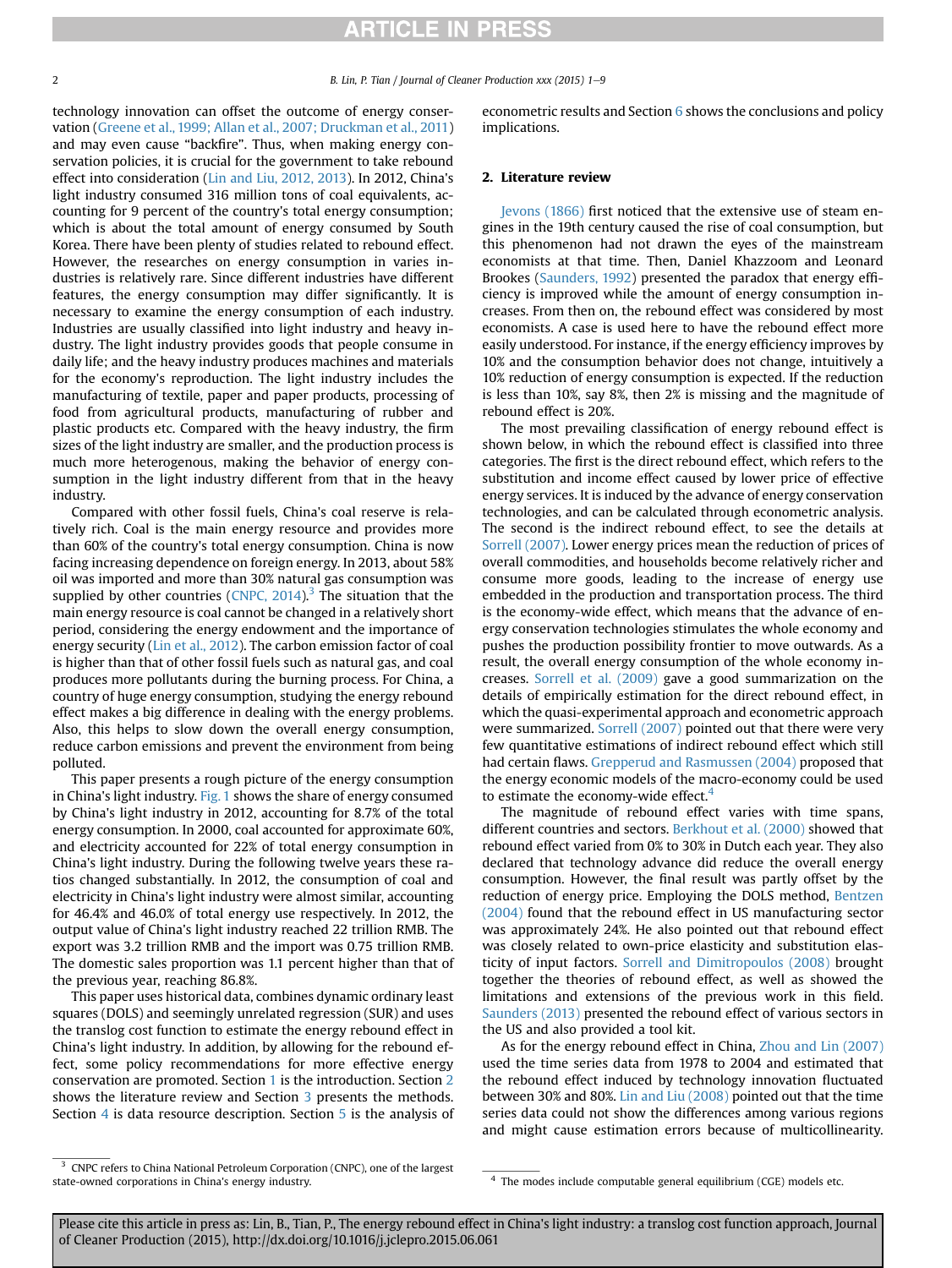technology innovation can offset the outcome of energy conservation (Greene et al., 1999; Allan et al., 2007; Druckman et al., 2011) and may even cause "backfire". Thus, when making energy conservation policies, it is crucial for the government to take rebound effect into consideration (Lin and Liu, 2012, 2013). In 2012, China's light industry consumed 316 million tons of coal equivalents, accounting for 9 percent of the country's total energy consumption; which is about the total amount of energy consumed by South Korea. There have been plenty of studies related to rebound effect. However, the researches on energy consumption in varies industries is relatively rare. Since different industries have different features, the energy consumption may differ significantly. It is necessary to examine the energy consumption of each industry. Industries are usually classified into light industry and heavy industry. The light industry provides goods that people consume in daily life; and the heavy industry produces machines and materials for the economy's reproduction. The light industry includes the manufacturing of textile, paper and paper products, processing of food from agricultural products, manufacturing of rubber and plastic products etc. Compared with the heavy industry, the firm sizes of the light industry are smaller, and the production process is much more heterogenous, making the behavior of energy consumption in the light industry different from that in the heavy industry.

Compared with other fossil fuels, China's coal reserve is relatively rich. Coal is the main energy resource and provides more than 60% of the country's total energy consumption. China is now facing increasing dependence on foreign energy. In 2013, about 58% oil was imported and more than 30% natural gas consumption was supplied by other countries (CNPC, 2014).[3] The situation that the main energy resource is coal cannot be changed in a relatively short period, considering the energy endowment and the importance of energy security (Lin et al., 2012). The carbon emission factor of coal is higher than that of other fossil fuels such as natural gas, and coal produces more pollutants during the burning process. For China, a country of huge energy consumption, studying the energy rebound effect makes a big difference in dealing with the energy problems. Also, this helps to slow down the overall energy consumption, reduce carbon emissions and prevent the environment from being polluted.

This paper presents a rough picture of the energy consumption in China's light industry. Fig. 1 shows the share of energy consumed by China's light industry in 2012, accounting for 8.7% of the total energy consumption. In 2000, coal accounted for approximate 60%, and electricity accounted for 22% of total energy consumption in China's light industry. During the following twelve years these ratios changed substantially. In 2012, the consumption of coal and electricity in China's light industry were almost similar, accounting for 46.4% and 46.0% of total energy use respectively. In 2012, the output value of China's light industry reached 22 trillion RMB. The export was 3.2 trillion RMB and the import was 0.75 trillion RMB. The domestic sales proportion was 1.1 percent higher than that of the previous year, reaching 86.8%.

This paper uses historical data, combines dynamic ordinary least squares (DOLS) and seemingly unrelated regression (SUR) and uses the translog cost function to estimate the energy rebound effect in China's light industry. In addition, by allowing for the rebound effect, some policy recommendations for more effective energy conservation are promoted. Section 1 is the introduction. Section 2 shows the literature review and Section 3 presents the methods. Section 4 is data resource description. Section 5 is the analysis of econometric results and Section 6 shows the conclusions and policy implications.

## 2. Literature review

Jevons (1866) first noticed that the extensive use of steam engines in the 19th century caused the rise of coal consumption, but this phenomenon had not drawn the eyes of the mainstream economists at that time. Then, Daniel Khazzoom and Leonard Brookes (Saunders, 1992) presented the paradox that energy efficiency is improved while the amount of energy consumption increases. From then on, the rebound effect was considered by most economists. A case is used here to have the rebound effect more easily understood. For instance, if the energy efficiency improves by 10% and the consumption behavior does not change, intuitively a 10% reduction of energy consumption is expected. If the reduction is less than 10%, say 8%, then 2% is missing and the magnitude of rebound effect is 20%.

The most prevailing classification of energy rebound effect is shown below, in which the rebound effect is classified into three categories. The first is the direct rebound effect, which refers to the substitution and income effect caused by lower price of effective energy services. It is induced by the advance of energy conservation technologies, and can be calculated through econometric analysis. The second is the indirect rebound effect, to see the details at Sorrell (2007). Lower energy prices mean the reduction of prices of overall commodities, and households become relatively richer and consume more goods, leading to the increase of energy use embedded in the production and transportation process. The third is the economy-wide effect, which means that the advance of energy conservation technologies stimulates the whole economy and pushes the production possibility frontier to move outwards. As a result, the overall energy consumption of the whole economy increases. Sorrell et al. (2009) gave a good summarization on the details of empirically estimation for the direct rebound effect, in which the quasi-experimental approach and econometric approach were summarized. Sorrell (2007) pointed out that there were very few quantitative estimations of indirect rebound effect which still had certain flaws. Grepperud and Rasmussen (2004) proposed that the energy economic models of the macro-economy could be used to estimate the economy-wide effect.[4]

The magnitude of rebound effect varies with time spans, different countries and sectors. Berkhout et al. (2000) showed that rebound effect varied from 0% to 30% in Dutch each year. They also declared that technology advance did reduce the overall energy consumption. However, the final result was partly offset by the reduction of energy price. Employing the DOLS method, Bentzen (2004) found that the rebound effect in US manufacturing sector was approximately 24%. He also pointed out that rebound effect was closely related to own-price elasticity and substitution elasticity of input factors. Sorrell and Dimitropoulos (2008) brought together the theories of rebound effect, as well as showed the limitations and extensions of the previous work in this field. Saunders (2013) presented the rebound effect of various sectors in the US and also provided a tool kit.

As for the energy rebound effect in China, Zhou and Lin (2007) used the time series data from 1978 to 2004 and estimated that the rebound effect induced by technology innovation fluctuated between 30% and 80%. Lin and Liu (2008) pointed out that the time series data could not show the differences among various regions and might cause estimation errors because of multicollinearity.

[3] CNPC refers to China National Petroleum Corporation (CNPC), one of the largest state-owned corporations in China's energy industry.

[4] The modes include computable general equilibrium (CGE) models etc.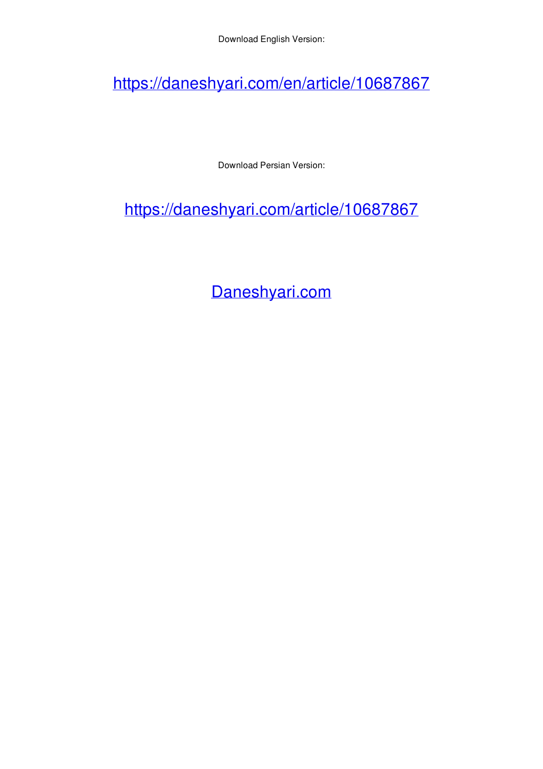Download English Version:

https://daneshyari.com/en/article/10687867

Download Persian Version:

https://daneshyari.com/article/10687867

Daneshyari.com